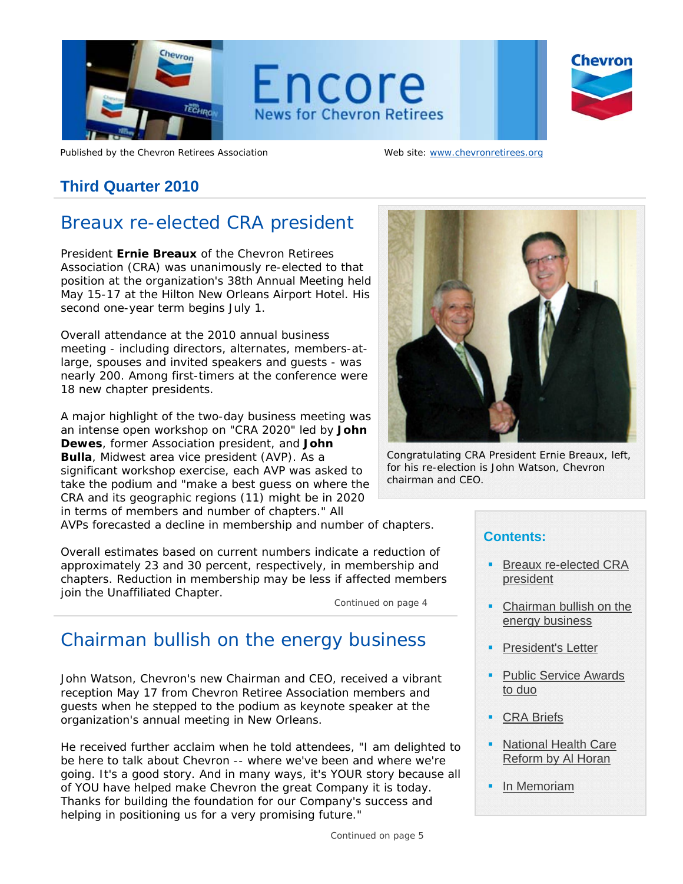# Encore

News for Chevron Retirees

Published by the Chevron Retirees Association

Web site: www.chevronretirees.org

## Third Quarter 2010

## Breaux re-elected CRA president

President **Ernie Breaux** of the Chevron Retirees Association (CRA) was unanimously re-elected to that position at the organization's 38th Annual Meeting held May 15-17 at the Hilton New Orleans Airport Hotel. His second one-year term begins July 1.

Overall attendance at the 2010 annual business meeting - including directors, alternates, members-at-large, spouses and invited speakers and guests - was nearly 200. Among first-timers at the conference were 18 new chapter presidents.

A major highlight of the two-day business meeting was an intense open workshop on "CRA 2020" led by **John Dewes**, former Association president, and **John Bulla**, Midwest area vice president (AVP). As a significant workshop exercise, each AVP was asked to take the podium and "make a best guess on where the CRA and its geographic regions (11) might be in 2020 in terms of members and number of chapters." All AVPs forecasted a decline in membership and number of chapters.

Overall estimates based on current numbers indicate a reduction of approximately 23 and 30 percent, respectively, in membership and chapters. Reduction in membership may be less if affected members join the Unaffiliated Chapter.

Continued on page 4

Congratulating CRA President Ernie Breaux, left, for his re-election is John Watson, Chevron chairman and CEO.

## Chairman bullish on the energy business

John Watson, Chevron's new Chairman and CEO, received a vibrant reception May 17 from Chevron Retiree Association members and guests when he stepped to the podium as keynote speaker at the organization's annual meeting in New Orleans.

He received further acclaim when he told attendees, "I am delighted to be here to talk about Chevron -- where we've been and where we're going. It's a good story. And in many ways, it's YOUR story because all of YOU have helped make Chevron the great Company it is today. Thanks for building the foundation for our Company's success and helping in positioning us for a very promising future."

Continued on page 5

### Contents:

- Breaux re-elected CRA president
- Chairman bullish on the energy business
- President's Letter
- Public Service Awards to duo
- CRA Briefs
- National Health Care Reform by Al Horan
- In Memoriam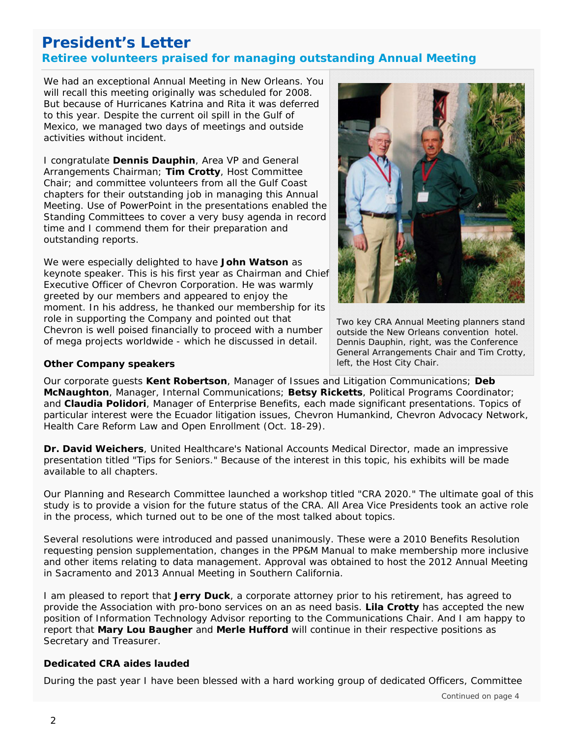# President's Letter

## Retiree volunteers praised for managing outstanding Annual Meeting

We had an exceptional Annual Meeting in New Orleans. You will recall this meeting originally was scheduled for 2008. But because of Hurricanes Katrina and Rita it was deferred to this year. Despite the current oil spill in the Gulf of Mexico, we managed two days of meetings and outside activities without incident.

I congratulate **Dennis Dauphin**, Area VP and General Arrangements Chairman; **Tim Crotty**, Host Committee Chair; and committee volunteers from all the Gulf Coast chapters for their outstanding job in managing this Annual Meeting. Use of PowerPoint in the presentations enabled the Standing Committees to cover a very busy agenda in record time and I commend them for their preparation and outstanding reports.

We were especially delighted to have **John Watson** as keynote speaker. This is his first year as Chairman and Chief Executive Officer of Chevron Corporation. He was warmly greeted by our members and appeared to enjoy the moment. In his address, he thanked our membership for its role in supporting the Company and pointed out that Chevron is well poised financially to proceed with a number of mega projects worldwide - which he discussed in detail.

Two key CRA Annual Meeting planners stand outside the New Orleans convention hotel. Dennis Dauphin, right, was the Conference General Arrangements Chair and Tim Crotty, left, the Host City Chair.

**Other Company speakers**

Our corporate guests **Kent Robertson**, Manager of Issues and Litigation Communications; **Deb McNaughton**, Manager, Internal Communications; **Betsy Ricketts**, Political Programs Coordinator; and **Claudia Polidori**, Manager of Enterprise Benefits, each made significant presentations. Topics of particular interest were the Ecuador litigation issues, Chevron Humankind, Chevron Advocacy Network, Health Care Reform Law and Open Enrollment (Oct. 18-29).

**Dr. David Weichers**, United Healthcare's National Accounts Medical Director, made an impressive presentation titled "Tips for Seniors." Because of the interest in this topic, his exhibits will be made available to all chapters.

Our Planning and Research Committee launched a workshop titled "CRA 2020." The ultimate goal of this study is to provide a vision for the future status of the CRA. All Area Vice Presidents took an active role in the process, which turned out to be one of the most talked about topics.

Several resolutions were introduced and passed unanimously. These were a 2010 Benefits Resolution requesting pension supplementation, changes in the PP&M Manual to make membership more inclusive and other items relating to data management. Approval was obtained to host the 2012 Annual Meeting in Sacramento and 2013 Annual Meeting in Southern California.

I am pleased to report that **Jerry Duck**, a corporate attorney prior to his retirement, has agreed to provide the Association with pro-bono services on an as need basis. **Lila Crotty** has accepted the new position of Information Technology Advisor reporting to the Communications Chair. And I am happy to report that **Mary Lou Baugher** and **Merle Hufford** will continue in their respective positions as Secretary and Treasurer.

**Dedicated CRA aides lauded**

During the past year I have been blessed with a hard working group of dedicated Officers, Committee

Continued on page 4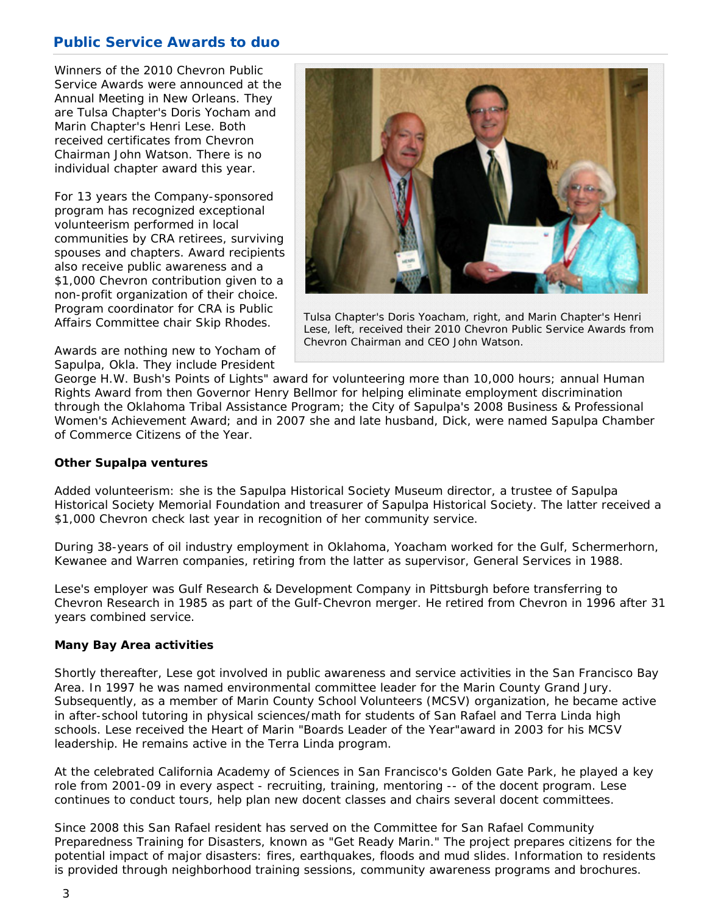## Public Service Awards to duo

Winners of the 2010 Chevron Public Service Awards were announced at the Annual Meeting in New Orleans. They are Tulsa Chapter's Doris Yocham and Marin Chapter's Henri Lese. Both received certificates from Chevron Chairman John Watson. There is no individual chapter award this year.

For 13 years the Company-sponsored program has recognized exceptional volunteerism performed in local communities by CRA retirees, surviving spouses and chapters. Award recipients also receive public awareness and a $1,000 Chevron contribution given to a non-profit organization of their choice. Program coordinator for CRA is Public Affairs Committee chair Skip Rhodes.

Tulsa Chapter's Doris Yoacham, right, and Marin Chapter's Henri Lese, left, received their 2010 Chevron Public Service Awards from Chevron Chairman and CEO John Watson.

Awards are nothing new to Yocham of Sapulpa, Okla. They include President George H.W. Bush's Points of Lights" award for volunteering more than 10,000 hours; annual Human Rights Award from then Governor Henry Bellmor for helping eliminate employment discrimination through the Oklahoma Tribal Assistance Program; the City of Sapulpa's 2008 Business & Professional Women's Achievement Award; and in 2007 she and late husband, Dick, were named Sapulpa Chamber of Commerce Citizens of the Year.

**Other Supalpa ventures**

Added volunteerism: she is the Sapulpa Historical Society Museum director, a trustee of Sapulpa Historical Society Memorial Foundation and treasurer of Sapulpa Historical Society. The latter received a $1,000 Chevron check last year in recognition of her community service.

During 38-years of oil industry employment in Oklahoma, Yoacham worked for the Gulf, Schermerhorn, Kewanee and Warren companies, retiring from the latter as supervisor, General Services in 1988.

Lese's employer was Gulf Research & Development Company in Pittsburgh before transferring to Chevron Research in 1985 as part of the Gulf-Chevron merger. He retired from Chevron in 1996 after 31 years combined service.

**Many Bay Area activities**

Shortly thereafter, Lese got involved in public awareness and service activities in the San Francisco Bay Area. In 1997 he was named environmental committee leader for the Marin County Grand Jury. Subsequently, as a member of Marin County School Volunteers (MCSV) organization, he became active in after-school tutoring in physical sciences/math for students of San Rafael and Terra Linda high schools. Lese received the Heart of Marin "Boards Leader of the Year"award in 2003 for his MCSV leadership. He remains active in the Terra Linda program.

At the celebrated California Academy of Sciences in San Francisco's Golden Gate Park, he played a key role from 2001-09 in every aspect - recruiting, training, mentoring -- of the docent program. Lese continues to conduct tours, help plan new docent classes and chairs several docent committees.

Since 2008 this San Rafael resident has served on the Committee for San Rafael Community Preparedness Training for Disasters, known as "Get Ready Marin." The project prepares citizens for the potential impact of major disasters: fires, earthquakes, floods and mud slides. Information to residents is provided through neighborhood training sessions, community awareness programs and brochures.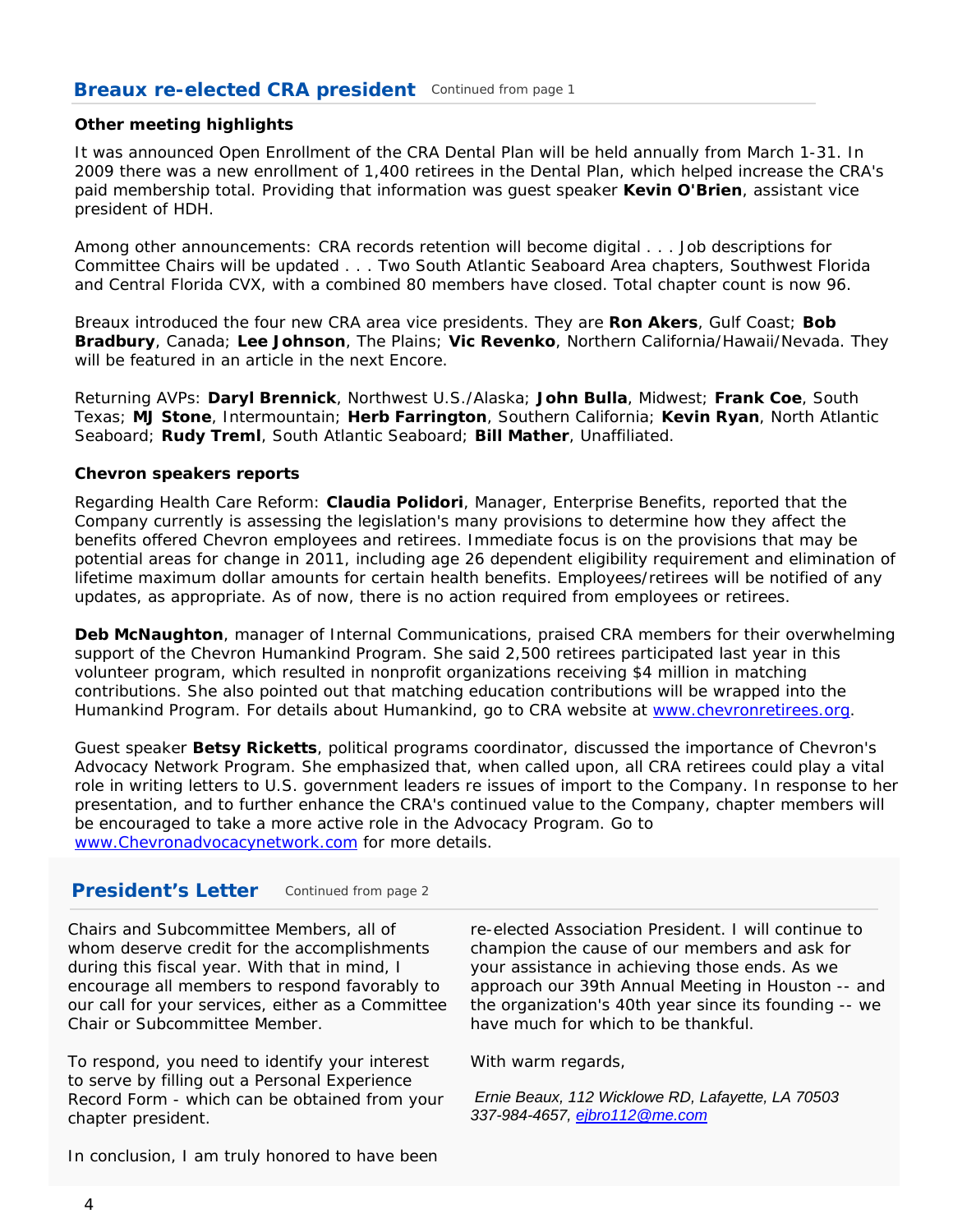## Breaux re-elected CRA president

Continued from page 1

### Other meeting highlights

It was announced Open Enrollment of the CRA Dental Plan will be held annually from March 1-31. In 2009 there was a new enrollment of 1,400 retirees in the Dental Plan, which helped increase the CRA's paid membership total. Providing that information was guest speaker **Kevin O'Brien**, assistant vice president of HDH.

Among other announcements: CRA records retention will become digital . . . Job descriptions for Committee Chairs will be updated . . . Two South Atlantic Seaboard Area chapters, Southwest Florida and Central Florida CVX, with a combined 80 members have closed. Total chapter count is now 96.

Breaux introduced the four new CRA area vice presidents. They are **Ron Akers**, Gulf Coast; **Bob Bradbury**, Canada; **Lee Johnson**, The Plains; **Vic Revenko**, Northern California/Hawaii/Nevada. They will be featured in an article in the next Encore.

Returning AVPs: **Daryl Brennick**, Northwest U.S./Alaska; **John Bulla**, Midwest; **Frank Coe**, South Texas; **MJ Stone**, Intermountain; **Herb Farrington**, Southern California; **Kevin Ryan**, North Atlantic Seaboard; **Rudy Treml**, South Atlantic Seaboard; **Bill Mather**, Unaffiliated.

### Chevron speakers reports

Regarding Health Care Reform: **Claudia Polidori**, Manager, Enterprise Benefits, reported that the Company currently is assessing the legislation's many provisions to determine how they affect the benefits offered Chevron employees and retirees. Immediate focus is on the provisions that may be potential areas for change in 2011, including age 26 dependent eligibility requirement and elimination of lifetime maximum dollar amounts for certain health benefits. Employees/retirees will be notified of any updates, as appropriate. As of now, there is no action required from employees or retirees.

**Deb McNaughton**, manager of Internal Communications, praised CRA members for their overwhelming support of the Chevron Humankind Program. She said 2,500 retirees participated last year in this volunteer program, which resulted in nonprofit organizations receiving $4 million in matching contributions. She also pointed out that matching education contributions will be wrapped into the Humankind Program. For details about Humankind, go to CRA website at www.chevronretirees.org.

Guest speaker **Betsy Ricketts**, political programs coordinator, discussed the importance of Chevron's Advocacy Network Program. She emphasized that, when called upon, all CRA retirees could play a vital role in writing letters to U.S. government leaders re issues of import to the Company. In response to her presentation, and to further enhance the CRA's continued value to the Company, chapter members will be encouraged to take a more active role in the Advocacy Program. Go to www.Chevronadvocacynetwork.com for more details.

## President's Letter

Continued from page 2

Chairs and Subcommittee Members, all of whom deserve credit for the accomplishments during this fiscal year. With that in mind, I encourage all members to respond favorably to our call for your services, either as a Committee Chair or Subcommittee Member.

To respond, you need to identify your interest to serve by filling out a Personal Experience Record Form - which can be obtained from your chapter president.

In conclusion, I am truly honored to have been re-elected Association President. I will continue to champion the cause of our members and ask for your assistance in achieving those ends. As we approach our 39th Annual Meeting in Houston -- and the organization's 40th year since its founding -- we have much for which to be thankful.

With warm regards,

*Ernie Beaux, 112 Wicklowe RD, Lafayette, LA 70503*
*337-984-4657, ejbro112@me.com*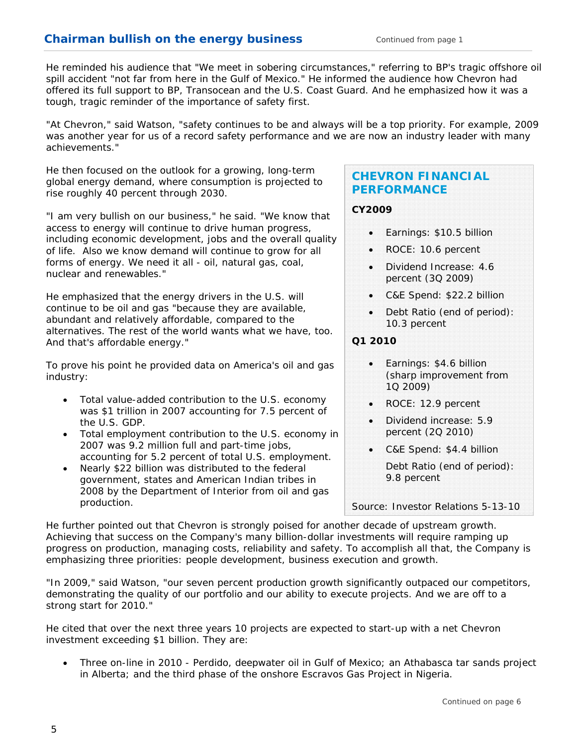## Chairman bullish on the energy business

Continued from page 1

He reminded his audience that "We meet in sobering circumstances," referring to BP's tragic offshore oil spill accident "not far from here in the Gulf of Mexico." He informed the audience how Chevron had offered its full support to BP, Transocean and the U.S. Coast Guard. And he emphasized how it was a tough, tragic reminder of the importance of safety first.

"At Chevron," said Watson, "safety continues to be and always will be a top priority. For example, 2009 was another year for us of a record safety performance and we are now an industry leader with many achievements."

He then focused on the outlook for a growing, long-term global energy demand, where consumption is projected to rise roughly 40 percent through 2030.

"I am very bullish on our business," he said. "We know that access to energy will continue to drive human progress, including economic development, jobs and the overall quality of life. Also we know demand will continue to grow for all forms of energy. We need it all - oil, natural gas, coal, nuclear and renewables."

He emphasized that the energy drivers in the U.S. will continue to be oil and gas "because they are available, abundant and relatively affordable, compared to the alternatives. The rest of the world wants what we have, too. And that's affordable energy."

To prove his point he provided data on America's oil and gas industry:

- Total value-added contribution to the U.S. economy was $1 trillion in 2007 accounting for 7.5 percent of the U.S. GDP.
- Total employment contribution to the U.S. economy in 2007 was 9.2 million full and part-time jobs, accounting for 5.2 percent of total U.S. employment.
- Nearly $22 billion was distributed to the federal government, states and American Indian tribes in 2008 by the Department of Interior from oil and gas production.

### CHEVRON FINANCIAL PERFORMANCE

**CY2009**

- Earnings: $10.5 billion
- ROCE: 10.6 percent
- Dividend Increase: 4.6 percent (3Q 2009)
- C&E Spend: $22.2 billion
- Debt Ratio (end of period): 10.3 percent

**Q1 2010**

- Earnings: $4.6 billion (sharp improvement from 1Q 2009)
- ROCE: 12.9 percent
- Dividend increase: 5.9 percent (2Q 2010)
- C&E Spend: $4.4 billion
- Debt Ratio (end of period): 9.8 percent

Source: Investor Relations 5-13-10

He further pointed out that Chevron is strongly poised for another decade of upstream growth. Achieving that success on the Company's many billion-dollar investments will require ramping up progress on production, managing costs, reliability and safety. To accomplish all that, the Company is emphasizing three priorities: people development, business execution and growth.

"In 2009," said Watson, "our seven percent production growth significantly outpaced our competitors, demonstrating the quality of our portfolio and our ability to execute projects. And we are off to a strong start for 2010."

He cited that over the next three years 10 projects are expected to start-up with a net Chevron investment exceeding $1 billion. They are:

- Three on-line in 2010 - Perdido, deepwater oil in Gulf of Mexico; an Athabasca tar sands project in Alberta; and the third phase of the onshore Escravos Gas Project in Nigeria.

Continued on page 6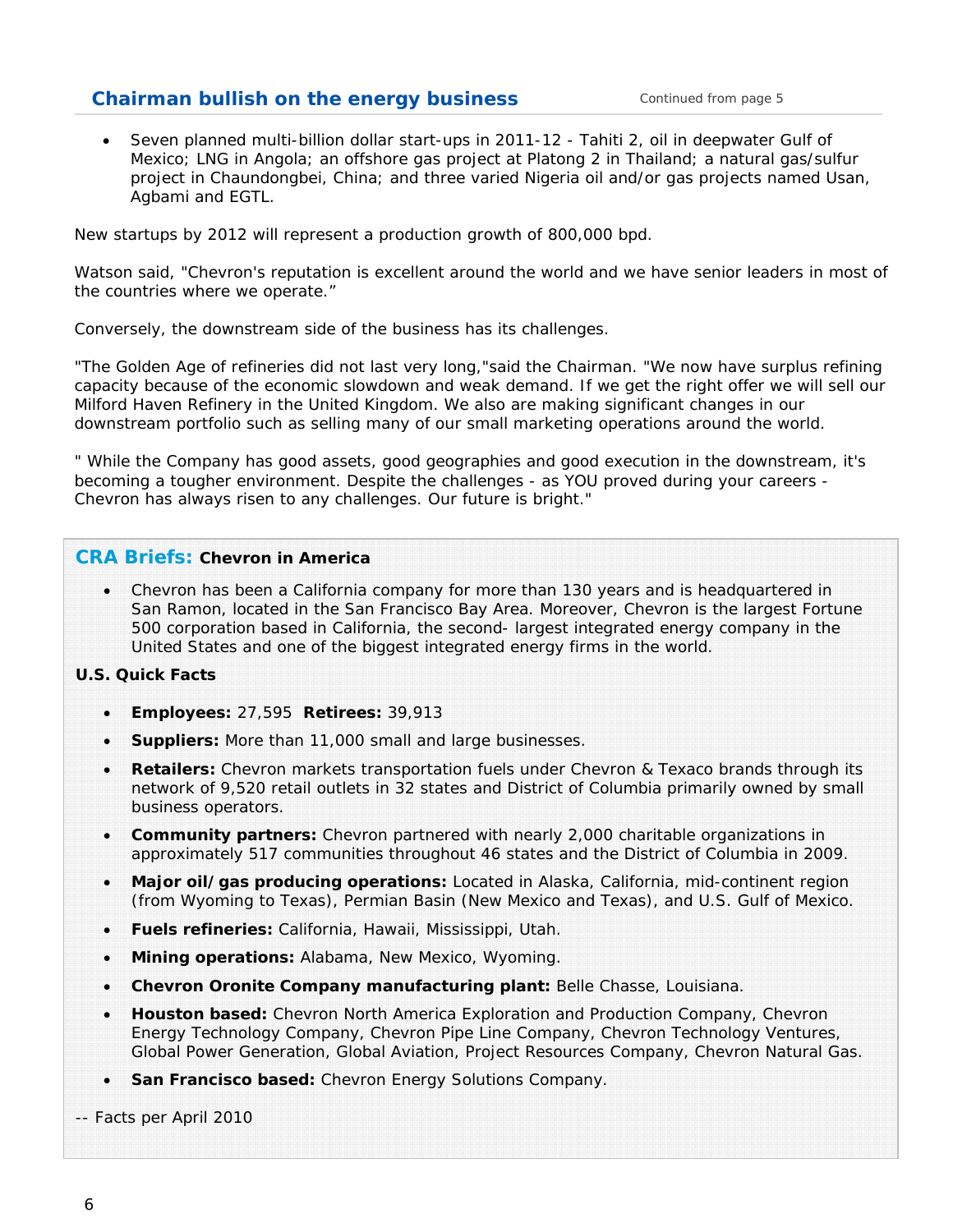## Chairman bullish on the energy business

Continued from page 5

- Seven planned multi-billion dollar start-ups in 2011-12 - Tahiti 2, oil in deepwater Gulf of Mexico; LNG in Angola; an offshore gas project at Platong 2 in Thailand; a natural gas/sulfur project in Chaundongbei, China; and three varied Nigeria oil and/or gas projects named Usan, Agbami and EGTL.

New startups by 2012 will represent a production growth of 800,000 bpd.

Watson said, "Chevron's reputation is excellent around the world and we have senior leaders in most of the countries where we operate."

Conversely, the downstream side of the business has its challenges.

"The Golden Age of refineries did not last very long,"said the Chairman. "We now have surplus refining capacity because of the economic slowdown and weak demand. If we get the right offer we will sell our Milford Haven Refinery in the United Kingdom. We also are making significant changes in our downstream portfolio such as selling many of our small marketing operations around the world.

" While the Company has good assets, good geographies and good execution in the downstream, it's becoming a tougher environment. Despite the challenges - as YOU proved during your careers - Chevron has always risen to any challenges. Our future is bright."

### CRA Briefs: Chevron in America

- Chevron has been a California company for more than 130 years and is headquartered in San Ramon, located in the San Francisco Bay Area. Moreover, Chevron is the largest Fortune 500 corporation based in California, the second- largest integrated energy company in the United States and one of the biggest integrated energy firms in the world.

**U.S. Quick Facts**

- **Employees:** 27,595 **Retirees:** 39,913
- **Suppliers:** More than 11,000 small and large businesses.
- **Retailers:** Chevron markets transportation fuels under Chevron & Texaco brands through its network of 9,520 retail outlets in 32 states and District of Columbia primarily owned by small business operators.
- **Community partners:** Chevron partnered with nearly 2,000 charitable organizations in approximately 517 communities throughout 46 states and the District of Columbia in 2009.
- **Major oil/gas producing operations:** Located in Alaska, California, mid-continent region (from Wyoming to Texas), Permian Basin (New Mexico and Texas), and U.S. Gulf of Mexico.
- **Fuels refineries:** California, Hawaii, Mississippi, Utah.
- **Mining operations:** Alabama, New Mexico, Wyoming.
- **Chevron Oronite Company manufacturing plant:** Belle Chasse, Louisiana.
- **Houston based:** Chevron North America Exploration and Production Company, Chevron Energy Technology Company, Chevron Pipe Line Company, Chevron Technology Ventures, Global Power Generation, Global Aviation, Project Resources Company, Chevron Natural Gas.
- **San Francisco based:** Chevron Energy Solutions Company.

-- Facts per April 2010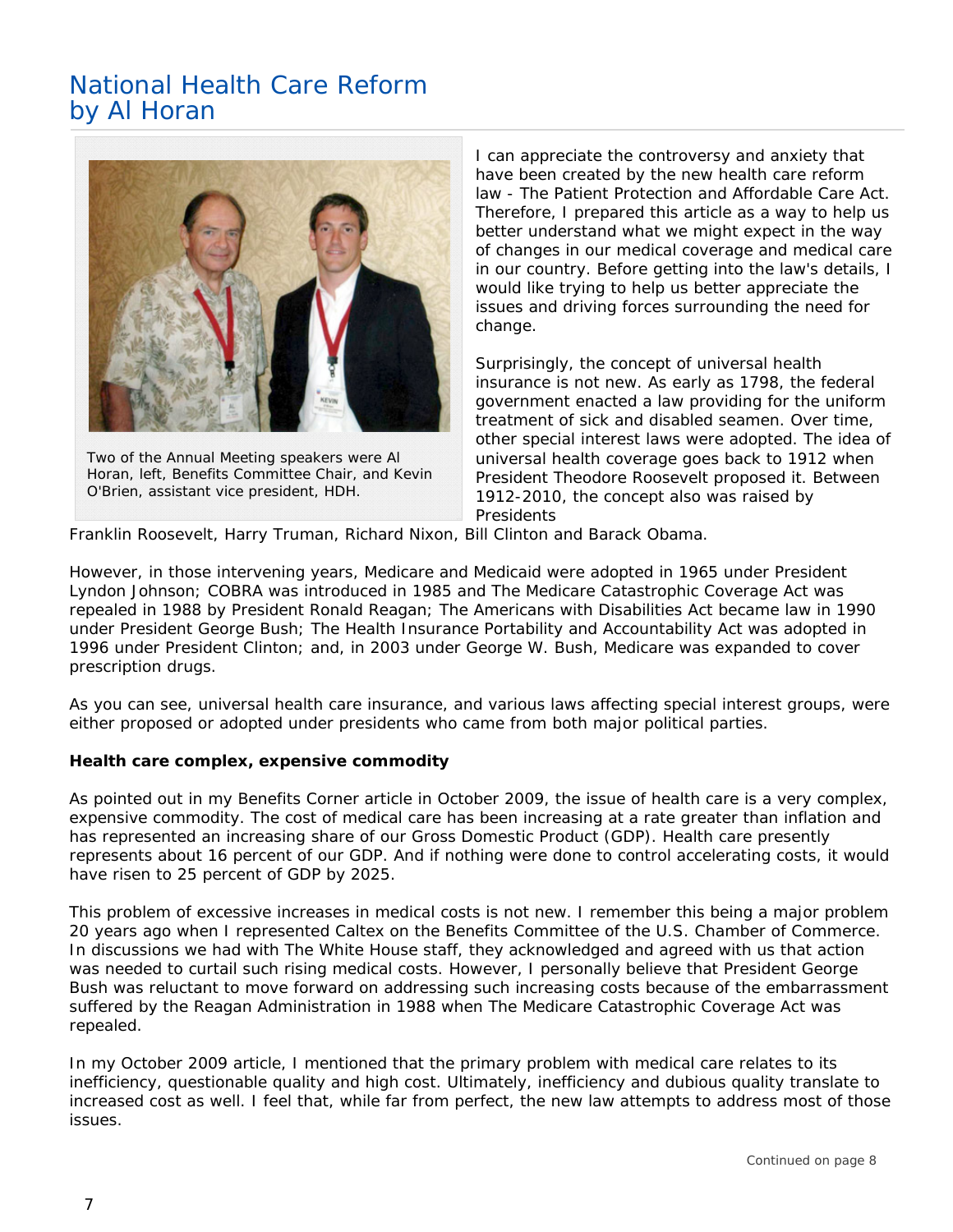# National Health Care Reform by Al Horan

Two of the Annual Meeting speakers were Al Horan, left, Benefits Committee Chair, and Kevin O'Brien, assistant vice president, HDH.

I can appreciate the controversy and anxiety that have been created by the new health care reform law - The Patient Protection and Affordable Care Act. Therefore, I prepared this article as a way to help us better understand what we might expect in the way of changes in our medical coverage and medical care in our country. Before getting into the law's details, I would like trying to help us better appreciate the issues and driving forces surrounding the need for change.

Surprisingly, the concept of universal health insurance is not new. As early as 1798, the federal government enacted a law providing for the uniform treatment of sick and disabled seamen. Over time, other special interest laws were adopted. The idea of universal health coverage goes back to 1912 when President Theodore Roosevelt proposed it. Between 1912-2010, the concept also was raised by Presidents Franklin Roosevelt, Harry Truman, Richard Nixon, Bill Clinton and Barack Obama.

However, in those intervening years, Medicare and Medicaid were adopted in 1965 under President Lyndon Johnson; COBRA was introduced in 1985 and The Medicare Catastrophic Coverage Act was repealed in 1988 by President Ronald Reagan; The Americans with Disabilities Act became law in 1990 under President George Bush; The Health Insurance Portability and Accountability Act was adopted in 1996 under President Clinton; and, in 2003 under George W. Bush, Medicare was expanded to cover prescription drugs.

As you can see, universal health care insurance, and various laws affecting special interest groups, were either proposed or adopted under presidents who came from both major political parties.

**Health care complex, expensive commodity**

As pointed out in my Benefits Corner article in October 2009, the issue of health care is a very complex, expensive commodity. The cost of medical care has been increasing at a rate greater than inflation and has represented an increasing share of our Gross Domestic Product (GDP). Health care presently represents about 16 percent of our GDP. And if nothing were done to control accelerating costs, it would have risen to 25 percent of GDP by 2025.

This problem of excessive increases in medical costs is not new. I remember this being a major problem 20 years ago when I represented Caltex on the Benefits Committee of the U.S. Chamber of Commerce. In discussions we had with The White House staff, they acknowledged and agreed with us that action was needed to curtail such rising medical costs. However, I personally believe that President George Bush was reluctant to move forward on addressing such increasing costs because of the embarrassment suffered by the Reagan Administration in 1988 when The Medicare Catastrophic Coverage Act was repealed.

In my October 2009 article, I mentioned that the primary problem with medical care relates to its inefficiency, questionable quality and high cost. Ultimately, inefficiency and dubious quality translate to increased cost as well. I feel that, while far from perfect, the new law attempts to address most of those issues.

Continued on page 8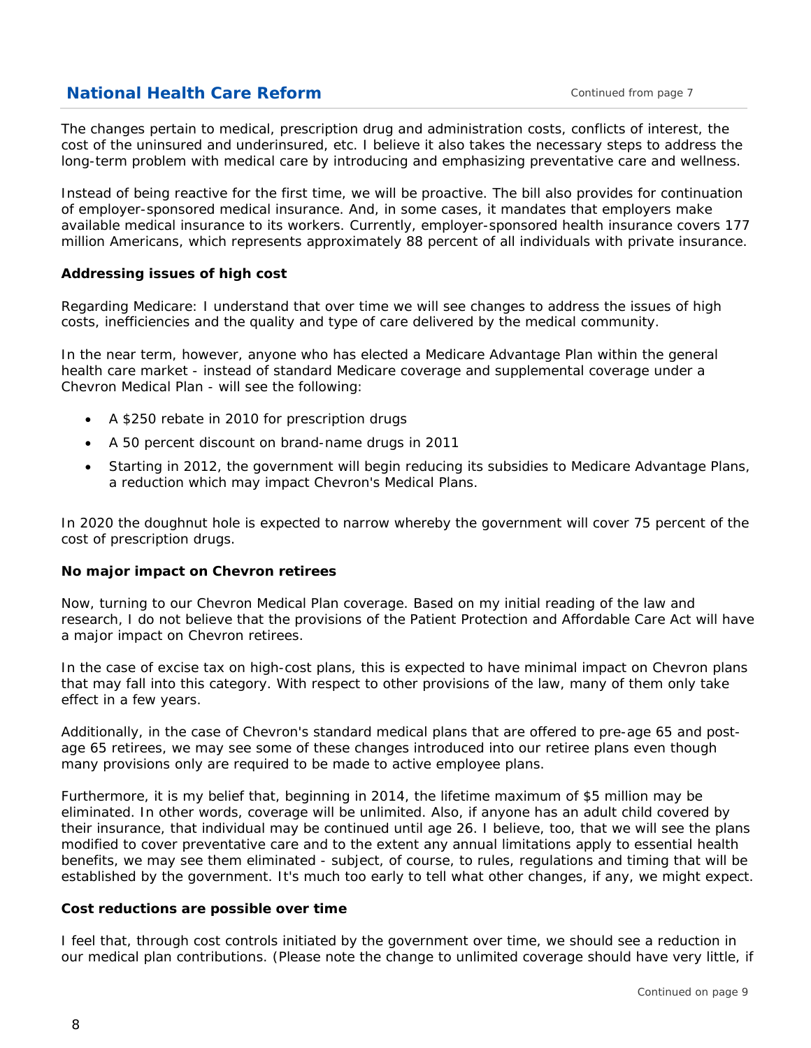## National Health Care Reform

Continued from page 7

The changes pertain to medical, prescription drug and administration costs, conflicts of interest, the cost of the uninsured and underinsured, etc. I believe it also takes the necessary steps to address the long-term problem with medical care by introducing and emphasizing preventative care and wellness.

Instead of being reactive for the first time, we will be proactive. The bill also provides for continuation of employer-sponsored medical insurance. And, in some cases, it mandates that employers make available medical insurance to its workers. Currently, employer-sponsored health insurance covers 177 million Americans, which represents approximately 88 percent of all individuals with private insurance.

**Addressing issues of high cost**

Regarding Medicare: I understand that over time we will see changes to address the issues of high costs, inefficiencies and the quality and type of care delivered by the medical community.

In the near term, however, anyone who has elected a Medicare Advantage Plan within the general health care market - instead of standard Medicare coverage and supplemental coverage under a Chevron Medical Plan - will see the following:

- A $250 rebate in 2010 for prescription drugs
- A 50 percent discount on brand-name drugs in 2011
- Starting in 2012, the government will begin reducing its subsidies to Medicare Advantage Plans, a reduction which may impact Chevron's Medical Plans.

In 2020 the doughnut hole is expected to narrow whereby the government will cover 75 percent of the cost of prescription drugs.

**No major impact on Chevron retirees**

Now, turning to our Chevron Medical Plan coverage. Based on my initial reading of the law and research, I do not believe that the provisions of the Patient Protection and Affordable Care Act will have a major impact on Chevron retirees.

In the case of excise tax on high-cost plans, this is expected to have minimal impact on Chevron plans that may fall into this category. With respect to other provisions of the law, many of them only take effect in a few years.

Additionally, in the case of Chevron's standard medical plans that are offered to pre-age 65 and post-age 65 retirees, we may see some of these changes introduced into our retiree plans even though many provisions only are required to be made to active employee plans.

Furthermore, it is my belief that, beginning in 2014, the lifetime maximum of $5 million may be eliminated. In other words, coverage will be unlimited. Also, if anyone has an adult child covered by their insurance, that individual may be continued until age 26. I believe, too, that we will see the plans modified to cover preventative care and to the extent any annual limitations apply to essential health benefits, we may see them eliminated - subject, of course, to rules, regulations and timing that will be established by the government. It's much too early to tell what other changes, if any, we might expect.

**Cost reductions are possible over time**

I feel that, through cost controls initiated by the government over time, we should see a reduction in our medical plan contributions. (Please note the change to unlimited coverage should have very little, if

Continued on page 9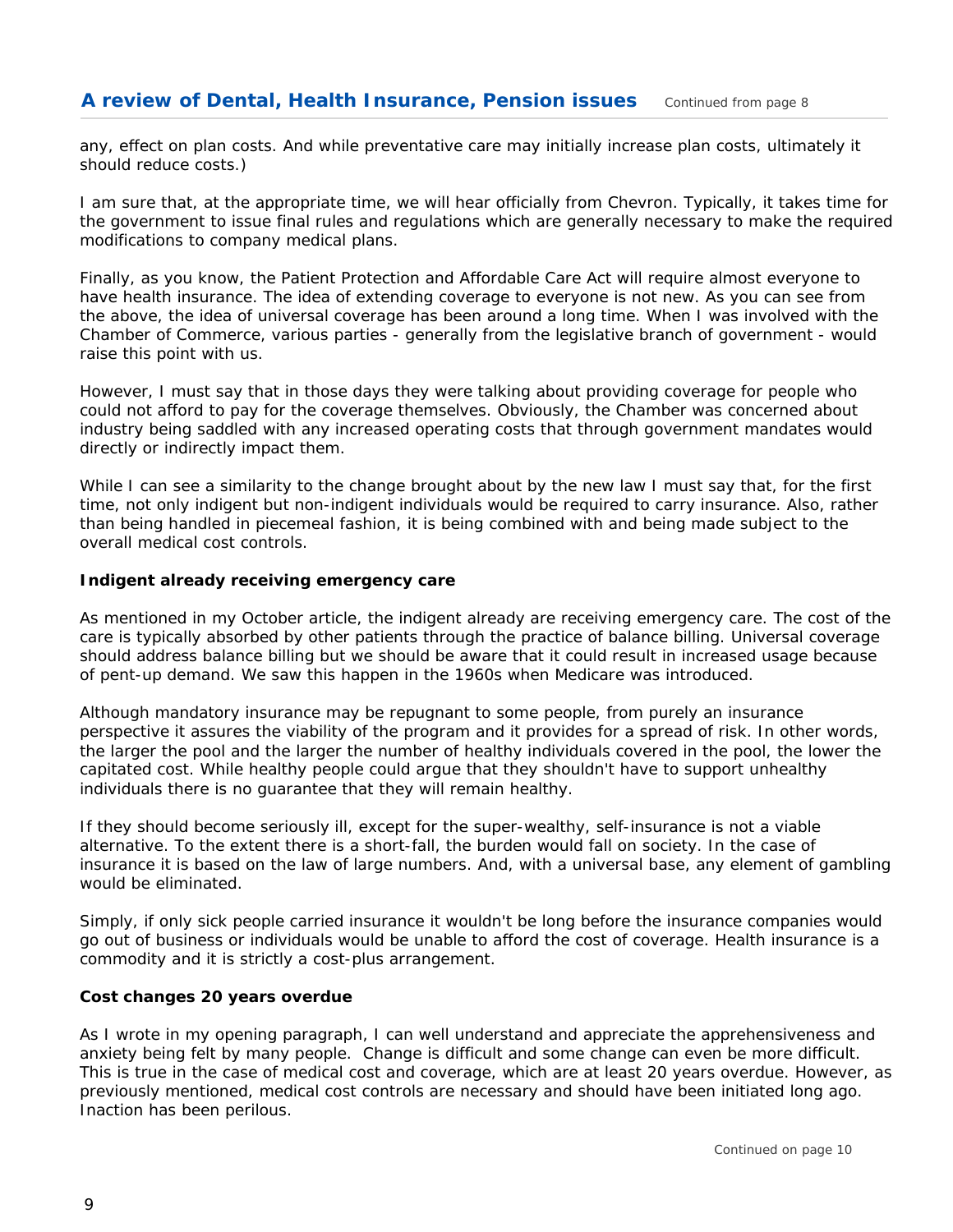any, effect on plan costs. And while preventative care may initially increase plan costs, ultimately it should reduce costs.)

I am sure that, at the appropriate time, we will hear officially from Chevron. Typically, it takes time for the government to issue final rules and regulations which are generally necessary to make the required modifications to company medical plans.

Finally, as you know, the Patient Protection and Affordable Care Act will require almost everyone to have health insurance. The idea of extending coverage to everyone is not new. As you can see from the above, the idea of universal coverage has been around a long time. When I was involved with the Chamber of Commerce, various parties - generally from the legislative branch of government - would raise this point with us.

However, I must say that in those days they were talking about providing coverage for people who could not afford to pay for the coverage themselves. Obviously, the Chamber was concerned about industry being saddled with any increased operating costs that through government mandates would directly or indirectly impact them.

While I can see a similarity to the change brought about by the new law I must say that, for the first time, not only indigent but non-indigent individuals would be required to carry insurance. Also, rather than being handled in piecemeal fashion, it is being combined with and being made subject to the overall medical cost controls.

**Indigent already receiving emergency care**

As mentioned in my October article, the indigent already are receiving emergency care. The cost of the care is typically absorbed by other patients through the practice of balance billing. Universal coverage should address balance billing but we should be aware that it could result in increased usage because of pent-up demand. We saw this happen in the 1960s when Medicare was introduced.

Although mandatory insurance may be repugnant to some people, from purely an insurance perspective it assures the viability of the program and it provides for a spread of risk. In other words, the larger the pool and the larger the number of healthy individuals covered in the pool, the lower the capitated cost. While healthy people could argue that they shouldn't have to support unhealthy individuals there is no guarantee that they will remain healthy.

If they should become seriously ill, except for the super-wealthy, self-insurance is not a viable alternative. To the extent there is a short-fall, the burden would fall on society. In the case of insurance it is based on the law of large numbers. And, with a universal base, any element of gambling would be eliminated.

Simply, if only sick people carried insurance it wouldn't be long before the insurance companies would go out of business or individuals would be unable to afford the cost of coverage. Health insurance is a commodity and it is strictly a cost-plus arrangement.

**Cost changes 20 years overdue**

As I wrote in my opening paragraph, I can well understand and appreciate the apprehensiveness and anxiety being felt by many people. Change is difficult and some change can even be more difficult. This is true in the case of medical cost and coverage, which are at least 20 years overdue. However, as previously mentioned, medical cost controls are necessary and should have been initiated long ago. Inaction has been perilous.

Continued on page 10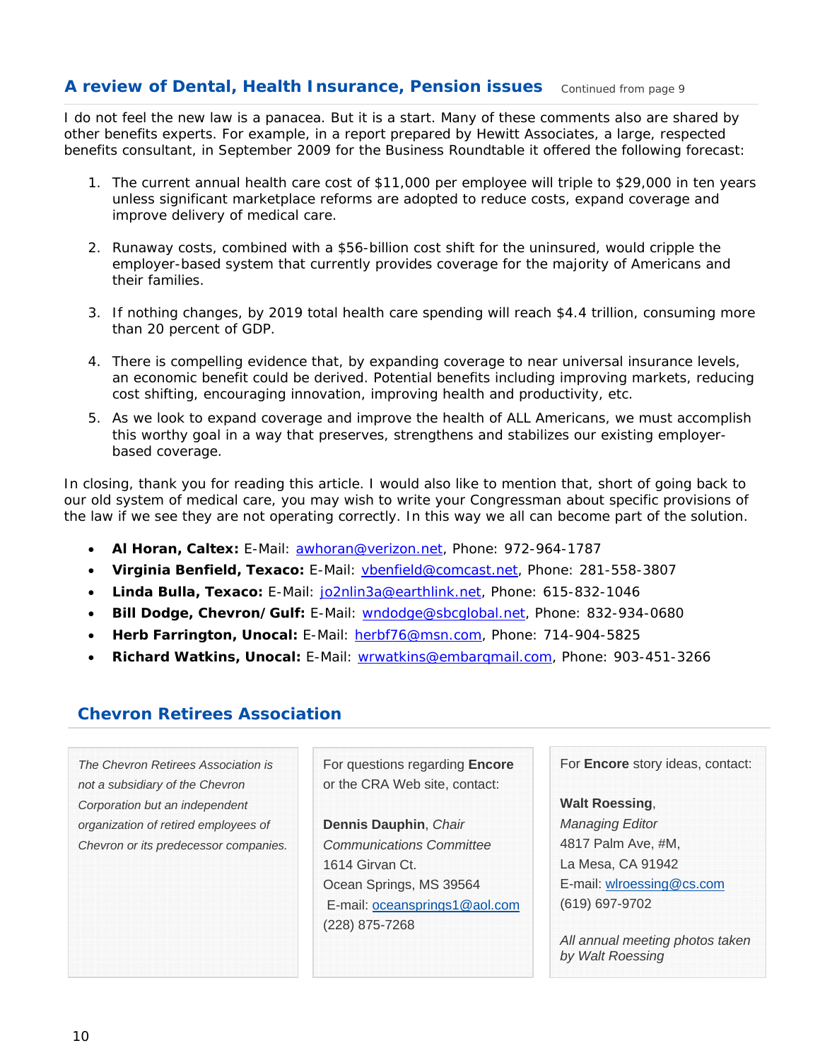## A review of Dental, Health Insurance, Pension issues

Continued from page 9

I do not feel the new law is a panacea. But it is a start. Many of these comments also are shared by other benefits experts. For example, in a report prepared by Hewitt Associates, a large, respected benefits consultant, in September 2009 for the Business Roundtable it offered the following forecast:

1. The current annual health care cost of $11,000 per employee will triple to $29,000 in ten years unless significant marketplace reforms are adopted to reduce costs, expand coverage and improve delivery of medical care.
2. Runaway costs, combined with a $56-billion cost shift for the uninsured, would cripple the employer-based system that currently provides coverage for the majority of Americans and their families.
3. If nothing changes, by 2019 total health care spending will reach $4.4 trillion, consuming more than 20 percent of GDP.
4. There is compelling evidence that, by expanding coverage to near universal insurance levels, an economic benefit could be derived. Potential benefits including improving markets, reducing cost shifting, encouraging innovation, improving health and productivity, etc.
5. As we look to expand coverage and improve the health of ALL Americans, we must accomplish this worthy goal in a way that preserves, strengthens and stabilizes our existing employer-based coverage.

In closing, thank you for reading this article. I would also like to mention that, short of going back to our old system of medical care, you may wish to write your Congressman about specific provisions of the law if we see they are not operating correctly. In this way we all can become part of the solution.

- **Al Horan, Caltex:** E-Mail: awhoran@verizon.net, Phone: 972-964-1787
- **Virginia Benfield, Texaco:** E-Mail: vbenfield@comcast.net, Phone: 281-558-3807
- **Linda Bulla, Texaco:** E-Mail: jo2nlin3a@earthlink.net, Phone: 615-832-1046
- **Bill Dodge, Chevron/Gulf:** E-Mail: wndodge@sbcglobal.net, Phone: 832-934-0680
- **Herb Farrington, Unocal:** E-Mail: herbf76@msn.com, Phone: 714-904-5825
- **Richard Watkins, Unocal:** E-Mail: wrwatkins@embarqmail.com, Phone: 903-451-3266

## Chevron Retirees Association

*The Chevron Retirees Association is not a subsidiary of the Chevron Corporation but an independent organization of retired employees of Chevron or its predecessor companies.*

For questions regarding **Encore** or the CRA Web site, contact:

**Dennis Dauphin**, *Chair Communications Committee*
1614 Girvan Ct.
Ocean Springs, MS 39564
E-mail: oceansprings1@aol.com
(228) 875-7268

For **Encore** story ideas, contact:

**Walt Roessing**, *Managing Editor*
4817 Palm Ave, #M,
La Mesa, CA 91942
E-mail: wlroessing@cs.com
(619) 697-9702

*All annual meeting photos taken by Walt Roessing*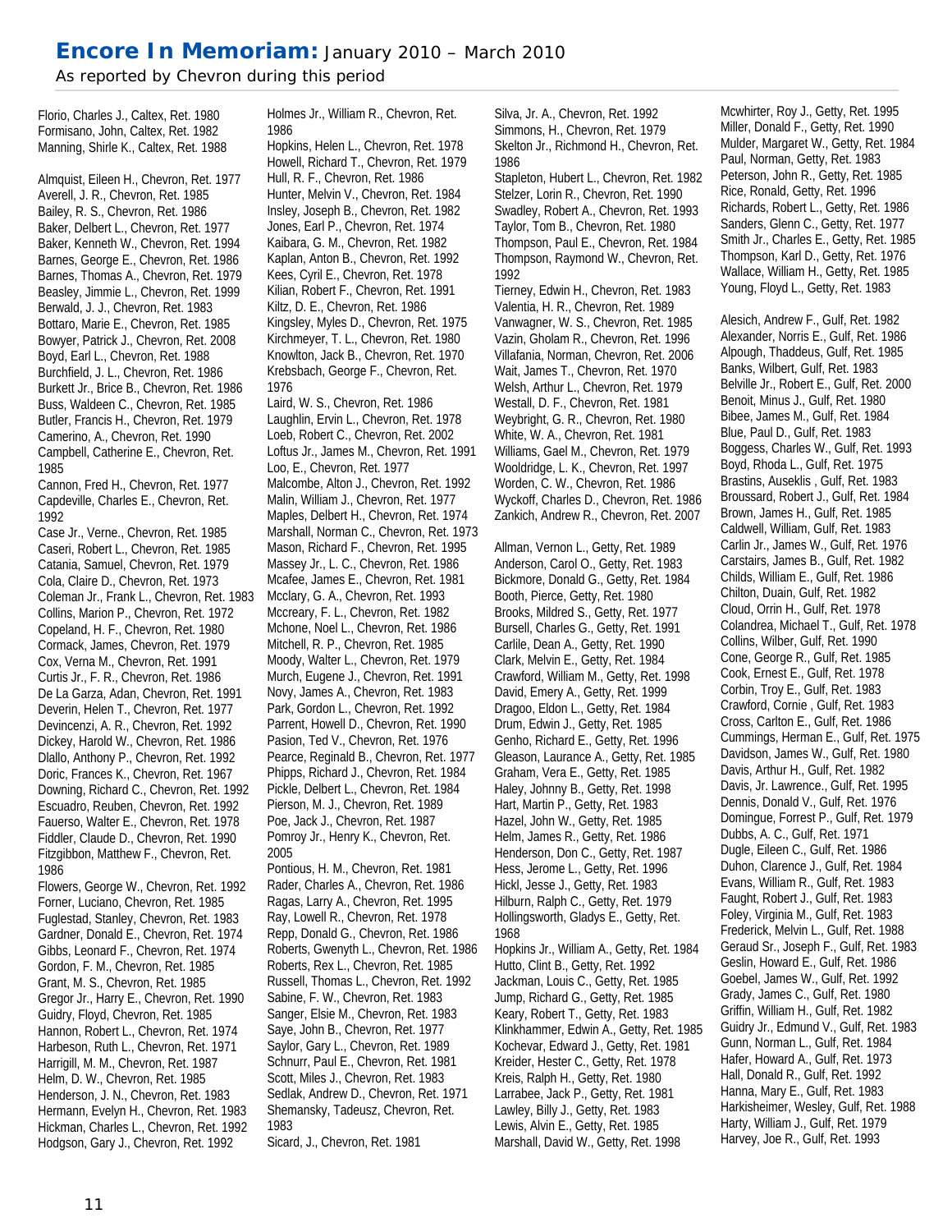# Encore In Memoriam: January 2010 – March 2010

As reported by Chevron during this period

Florio, Charles J., Caltex, Ret. 1980
Formisano, John, Caltex, Ret. 1982
Manning, Shirle K., Caltex, Ret. 1988

Almquist, Eileen H., Chevron, Ret. 1977
Averell, J. R., Chevron, Ret. 1985
Bailey, R. S., Chevron, Ret. 1986
Baker, Delbert L., Chevron, Ret. 1977
Baker, Kenneth W., Chevron, Ret. 1994
Barnes, George E., Chevron, Ret. 1986
Barnes, Thomas A., Chevron, Ret. 1979
Beasley, Jimmie L., Chevron, Ret. 1999
Berwald, J. J., Chevron, Ret. 1983
Bottaro, Marie E., Chevron, Ret. 1985
Bowyer, Patrick J., Chevron, Ret. 2008
Boyd, Earl L., Chevron, Ret. 1988
Burchfield, J. L., Chevron, Ret. 1986
Burkett Jr., Brice B., Chevron, Ret. 1986
Buss, Waldeen C., Chevron, Ret. 1985
Butler, Francis H., Chevron, Ret. 1979
Camerino, A., Chevron, Ret. 1990
Campbell, Catherine E., Chevron, Ret. 1985
Cannon, Fred H., Chevron, Ret. 1977
Capdeville, Charles E., Chevron, Ret. 1992
Case Jr., Verne., Chevron, Ret. 1985
Caseri, Robert L., Chevron, Ret. 1985
Catania, Samuel, Chevron, Ret. 1979
Cola, Claire D., Chevron, Ret. 1973
Coleman Jr., Frank L., Chevron, Ret. 1983
Collins, Marion P., Chevron, Ret. 1972
Copeland, H. F., Chevron, Ret. 1980
Cormack, James, Chevron, Ret. 1979
Cox, Verna M., Chevron, Ret. 1991
Curtis Jr., F. R., Chevron, Ret. 1986
De La Garza, Adan, Chevron, Ret. 1991
Deverin, Helen T., Chevron, Ret. 1977
Devincenzi, A. R., Chevron, Ret. 1992
Dickey, Harold W., Chevron, Ret. 1986
Dlallo, Anthony P., Chevron, Ret. 1992
Doric, Frances K., Chevron, Ret. 1967
Downing, Richard C., Chevron, Ret. 1992
Escuadro, Reuben, Chevron, Ret. 1992
Fauerso, Walter E., Chevron, Ret. 1978
Fiddler, Claude D., Chevron, Ret. 1990
Fitzgibbon, Matthew F., Chevron, Ret. 1986
Flowers, George W., Chevron, Ret. 1992
Forner, Luciano, Chevron, Ret. 1985
Fuglestad, Stanley, Chevron, Ret. 1983
Gardner, Donald E., Chevron, Ret. 1974
Gibbs, Leonard F., Chevron, Ret. 1974
Gordon, F. M., Chevron, Ret. 1985
Grant, M. S., Chevron, Ret. 1985
Gregor Jr., Harry E., Chevron, Ret. 1990
Guidry, Floyd, Chevron, Ret. 1985
Hannon, Robert L., Chevron, Ret. 1974
Harbeson, Ruth L., Chevron, Ret. 1971
Harrigill, M. M., Chevron, Ret. 1987
Helm, D. W., Chevron, Ret. 1985
Henderson, J. N., Chevron, Ret. 1983
Hermann, Evelyn H., Chevron, Ret. 1983
Hickman, Charles L., Chevron, Ret. 1992
Hodgson, Gary J., Chevron, Ret. 1992
Holmes Jr., William R., Chevron, Ret. 1986
Hopkins, Helen L., Chevron, Ret. 1978
Howell, Richard T., Chevron, Ret. 1979
Hull, R. F., Chevron, Ret. 1986
Hunter, Melvin V., Chevron, Ret. 1984
Insley, Joseph B., Chevron, Ret. 1982
Jones, Earl P., Chevron, Ret. 1974
Kaibara, G. M., Chevron, Ret. 1982
Kaplan, Anton B., Chevron, Ret. 1992
Kees, Cyril E., Chevron, Ret. 1978
Kilian, Robert F., Chevron, Ret. 1991
Kiltz, D. E., Chevron, Ret. 1986
Kingsley, Myles D., Chevron, Ret. 1975
Kirchmeyer, T. L., Chevron, Ret. 1980
Knowlton, Jack B., Chevron, Ret. 1970
Krebsbach, George F., Chevron, Ret. 1976
Laird, W. S., Chevron, Ret. 1986
Laughlin, Ervin L., Chevron, Ret. 1978
Loeb, Robert C., Chevron, Ret. 2002
Loftus Jr., James M., Chevron, Ret. 1991
Loo, E., Chevron, Ret. 1977
Malcombe, Alton J., Chevron, Ret. 1992
Malin, William J., Chevron, Ret. 1977
Maples, Delbert H., Chevron, Ret. 1974
Marshall, Norman C., Chevron, Ret. 1973
Mason, Richard F., Chevron, Ret. 1995
Massey Jr., L. C., Chevron, Ret. 1986
Mcafee, James E., Chevron, Ret. 1981
Mcclary, G. A., Chevron, Ret. 1993
Mccreary, F. L., Chevron, Ret. 1982
Mchone, Noel L., Chevron, Ret. 1986
Mitchell, R. P., Chevron, Ret. 1985
Moody, Walter L., Chevron, Ret. 1979
Murch, Eugene J., Chevron, Ret. 1991
Novy, James A., Chevron, Ret. 1983
Park, Gordon L., Chevron, Ret. 1992
Parrent, Howell D., Chevron, Ret. 1990
Pasion, Ted V., Chevron, Ret. 1976
Pearce, Reginald B., Chevron, Ret. 1977
Phipps, Richard J., Chevron, Ret. 1984
Pickle, Delbert L., Chevron, Ret. 1984
Pierson, M. J., Chevron, Ret. 1989
Poe, Jack J., Chevron, Ret. 1987
Pomroy Jr., Henry K., Chevron, Ret. 2005
Pontious, H. M., Chevron, Ret. 1981
Rader, Charles A., Chevron, Ret. 1986
Ragas, Larry A., Chevron, Ret. 1995
Ray, Lowell R., Chevron, Ret. 1978
Repp, Donald G., Chevron, Ret. 1986
Roberts, Gwenyth L., Chevron, Ret. 1986
Roberts, Rex L., Chevron, Ret. 1985
Russell, Thomas L., Chevron, Ret. 1992
Sabine, F. W., Chevron, Ret. 1983
Sanger, Elsie M., Chevron, Ret. 1983
Saye, John B., Chevron, Ret. 1977
Saylor, Gary L., Chevron, Ret. 1989
Schnurr, Paul E., Chevron, Ret. 1981
Scott, Miles J., Chevron, Ret. 1983
Sedlak, Andrew D., Chevron, Ret. 1971
Shemansky, Tadeusz, Chevron, Ret. 1983
Sicard, J., Chevron, Ret. 1981
Silva, Jr. A., Chevron, Ret. 1992
Simmons, H., Chevron, Ret. 1979
Skelton Jr., Richmond H., Chevron, Ret. 1986
Stapleton, Hubert L., Chevron, Ret. 1982
Stelzer, Lorin R., Chevron, Ret. 1990
Swadley, Robert A., Chevron, Ret. 1993
Taylor, Tom B., Chevron, Ret. 1980
Thompson, Paul E., Chevron, Ret. 1984
Thompson, Raymond W., Chevron, Ret. 1992
Tierney, Edwin H., Chevron, Ret. 1983
Valentia, H. R., Chevron, Ret. 1989
Vanwagner, W. S., Chevron, Ret. 1985
Vazin, Gholam R., Chevron, Ret. 1996
Villafania, Norman, Chevron, Ret. 2006
Wait, James T., Chevron, Ret. 1970
Welsh, Arthur L., Chevron, Ret. 1979
Westall, D. F., Chevron, Ret. 1981
Weybright, G. R., Chevron, Ret. 1980
White, W. A., Chevron, Ret. 1981
Williams, Gael M., Chevron, Ret. 1979
Wooldridge, L. K., Chevron, Ret. 1997
Worden, C. W., Chevron, Ret. 1986
Wyckoff, Charles D., Chevron, Ret. 1986
Zankich, Andrew R., Chevron, Ret. 2007

Allman, Vernon L., Getty, Ret. 1989
Anderson, Carol O., Getty, Ret. 1983
Bickmore, Donald G., Getty, Ret. 1984
Booth, Pierce, Getty, Ret. 1980
Brooks, Mildred S., Getty, Ret. 1977
Bursell, Charles G., Getty, Ret. 1991
Carlile, Dean A., Getty, Ret. 1990
Clark, Melvin E., Getty, Ret. 1984
Crawford, William M., Getty, Ret. 1998
David, Emery A., Getty, Ret. 1999
Dragoo, Eldon L., Getty, Ret. 1984
Drum, Edwin J., Getty, Ret. 1985
Genho, Richard E., Getty, Ret. 1996
Gleason, Laurance A., Getty, Ret. 1985
Graham, Vera E., Getty, Ret. 1985
Haley, Johnny B., Getty, Ret. 1998
Hart, Martin P., Getty, Ret. 1983
Hazel, John W., Getty, Ret. 1985
Helm, James R., Getty, Ret. 1986
Henderson, Don C., Getty, Ret. 1987
Hess, Jerome L., Getty, Ret. 1996
Hickl, Jesse J., Getty, Ret. 1983
Hilburn, Ralph C., Getty, Ret. 1979
Hollingsworth, Gladys E., Getty, Ret. 1968
Hopkins Jr., William A., Getty, Ret. 1984
Hutto, Clint B., Getty, Ret. 1992
Jackman, Louis C., Getty, Ret. 1985
Jump, Richard G., Getty, Ret. 1985
Keary, Robert T., Getty, Ret. 1983
Klinkhammer, Edwin A., Getty, Ret. 1985
Kochevar, Edward J., Getty, Ret. 1981
Kreider, Hester C., Getty, Ret. 1978
Kreis, Ralph H., Getty, Ret. 1980
Larrabee, Jack P., Getty, Ret. 1981
Lawley, Billy J., Getty, Ret. 1983
Lewis, Alvin E., Getty, Ret. 1985
Marshall, David W., Getty, Ret. 1998
Mcwhirter, Roy J., Getty, Ret. 1995
Miller, Donald F., Getty, Ret. 1990
Mulder, Margaret W., Getty, Ret. 1984
Paul, Norman, Getty, Ret. 1983
Peterson, John R., Getty, Ret. 1985
Rice, Ronald, Getty, Ret. 1996
Richards, Robert L., Getty, Ret. 1986
Sanders, Glenn C., Getty, Ret. 1977
Smith Jr., Charles E., Getty, Ret. 1985
Thompson, Karl D., Getty, Ret. 1976
Wallace, William H., Getty, Ret. 1985
Young, Floyd L., Getty, Ret. 1983

Alesich, Andrew F., Gulf, Ret. 1982
Alexander, Norris E., Gulf, Ret. 1986
Alpough, Thaddeus, Gulf, Ret. 1985
Banks, Wilbert, Gulf, Ret. 1983
Belville Jr., Robert E., Gulf, Ret. 2000
Benoit, Minus J., Gulf, Ret. 1980
Bibee, James M., Gulf, Ret. 1984
Blue, Paul D., Gulf, Ret. 1983
Boggess, Charles W., Gulf, Ret. 1993
Boyd, Rhoda L., Gulf, Ret. 1975
Brastins, Auseklis , Gulf, Ret. 1983
Broussard, Robert J., Gulf, Ret. 1984
Brown, James H., Gulf, Ret. 1985
Caldwell, William, Gulf, Ret. 1983
Carlin Jr., James W., Gulf, Ret. 1976
Carstairs, James B., Gulf, Ret. 1982
Childs, William E., Gulf, Ret. 1986
Chilton, Duain, Gulf, Ret. 1982
Cloud, Orrin H., Gulf, Ret. 1978
Colandrea, Michael T., Gulf, Ret. 1978
Collins, Wilber, Gulf, Ret. 1990
Cone, George R., Gulf, Ret. 1985
Cook, Ernest E., Gulf, Ret. 1978
Corbin, Troy E., Gulf, Ret. 1983
Crawford, Cornie , Gulf, Ret. 1983
Cross, Carlton E., Gulf, Ret. 1986
Cummings, Herman E., Gulf, Ret. 1975
Davidson, James W., Gulf, Ret. 1980
Davis, Arthur H., Gulf, Ret. 1982
Davis, Jr. Lawrence., Gulf, Ret. 1995
Dennis, Donald V., Gulf, Ret. 1976
Domingue, Forrest P., Gulf, Ret. 1979
Dubbs, A. C., Gulf, Ret. 1971
Dugle, Eileen C., Gulf, Ret. 1986
Duhon, Clarence J., Gulf, Ret. 1984
Evans, William R., Gulf, Ret. 1983
Faught, Robert J., Gulf, Ret. 1983
Foley, Virginia M., Gulf, Ret. 1983
Frederick, Melvin L., Gulf, Ret. 1988
Geraud Sr., Joseph F., Gulf, Ret. 1983
Geslin, Howard E., Gulf, Ret. 1986
Goebel, James W., Gulf, Ret. 1992
Grady, James C., Gulf, Ret. 1980
Griffin, William H., Gulf, Ret. 1982
Guidry Jr., Edmund V., Gulf, Ret. 1983
Gunn, Norman L., Gulf, Ret. 1984
Hafer, Howard A., Gulf, Ret. 1973
Hall, Donald R., Gulf, Ret. 1992
Hanna, Mary E., Gulf, Ret. 1983
Harkisheimer, Wesley, Gulf, Ret. 1988
Harty, William J., Gulf, Ret. 1979
Harvey, Joe R., Gulf, Ret. 1993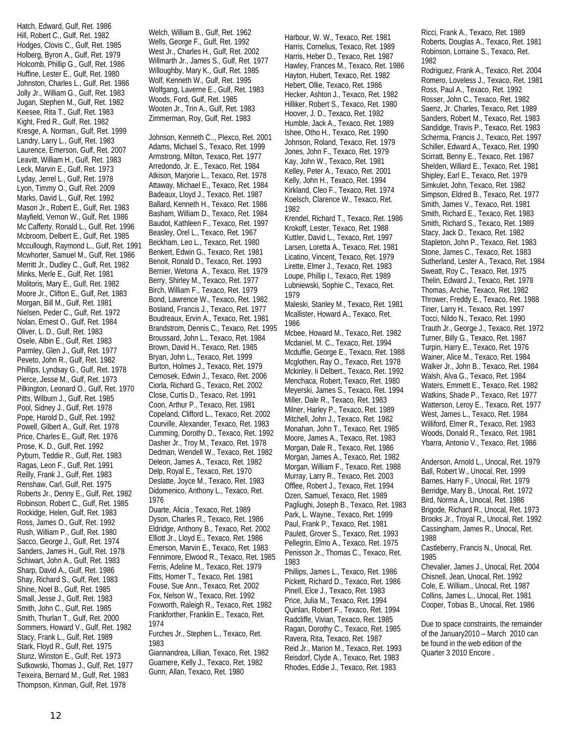Hatch, Edward, Gulf, Ret. 1986
Hill, Robert C., Gulf, Ret. 1982
Hodges, Clovis C., Gulf, Ret. 1985
Holberg, Byron A., Gulf, Ret. 1979
Holcomb, Phillip G., Gulf, Ret. 1986
Huffine, Lester E., Gulf, Ret. 1980
Johnston, Charles L., Gulf, Ret. 1986
Jolly Jr., William G., Gulf, Ret. 1983
Jugan, Stephen M., Gulf, Ret. 1982
Keesee, Rita T., Gulf, Ret. 1983
Kight, Fred R., Gulf, Ret. 1982
Kresge, A. Norman., Gulf, Ret. 1999
Landry, Larry L., Gulf, Ret. 1983
Laurence, Emerson, Gulf, Ret. 2007
Leavitt, William H., Gulf, Ret. 1983
Leck, Marvin E., Gulf, Ret. 1973
Lyday, Jerrel L., Gulf, Ret. 1978
Lyon, Timmy O., Gulf, Ret. 2009
Marks, David L., Gulf, Ret. 1992
Mason Jr., Robert E., Gulf, Ret. 1983
Mayfield, Vernon W., Gulf, Ret. 1986
Mc Cafferty, Ronald L., Gulf, Ret. 1996
Mcbroom, Delbert E., Gulf, Ret. 1985
Mccullough, Raymond L., Gulf, Ret. 1991
Mcwhorter, Samuel M., Gulf, Ret. 1986
Merritt Jr., Dudley C., Gulf, Ret. 1982
Minks, Merle E., Gulf, Ret. 1981
Molitoris, Mary E., Gulf, Ret. 1982
Moore Jr., Clifton E., Gulf, Ret. 1983
Morgan, Bill M., Gulf, Ret. 1981
Nielsen, Peder C., Gulf, Ret. 1972
Nolan, Ernest O., Gulf, Ret. 1984
Oliver, L. D., Gulf, Ret. 1983
Osele, Albin E., Gulf, Ret. 1983
Parmley, Glen J., Gulf, Ret. 1977
Peveto, John R., Gulf, Ret. 1982
Phillips, Lyndsay G., Gulf, Ret. 1978
Pierce, Jesse M., Gulf, Ret. 1973
Pilkington, Leonard O., Gulf, Ret. 1970
Pitts, Wilburn J., Gulf, Ret. 1985
Pool, Sidney J., Gulf, Ret. 1978
Pope, Harold D., Gulf, Ret. 1992
Powell, Gilbert A., Gulf, Ret. 1978
Price, Charles E., Gulf, Ret. 1976
Prose, K. D., Gulf, Ret. 1992
Pyburn, Teddie R., Gulf, Ret. 1983
Ragas, Leon F., Gulf, Ret. 1991
Reilly, Frank J., Gulf, Ret. 1983
Renshaw, Carl, Gulf, Ret. 1975
Roberts Jr., Denny E., Gulf, Ret. 1982
Robinson, Robert C., Gulf, Ret. 1985
Rockidge, Helen, Gulf, Ret. 1983
Ross, James O., Gulf, Ret. 1992
Rush, William P., Gulf, Ret. 1980
Sacco, George J., Gulf, Ret. 1974
Sanders, James H., Gulf, Ret. 1978
Schiwart, John A., Gulf, Ret. 1983
Sharp, David A., Gulf, Ret. 1986
Shay, Richard S., Gulf, Ret. 1983
Shine, Noel B., Gulf, Ret. 1985
Small, Jesse J., Gulf, Ret. 1983
Smith, John C., Gulf, Ret. 1985
Smith, Thurlan T., Gulf, Ret. 2000
Sommers, Howard V., Gulf, Ret. 1982
Stacy, Frank L., Gulf, Ret. 1989
Stark, Floyd R., Gulf, Ret. 1975
Stunz, Winston E., Gulf, Ret. 1973
Sutkowski, Thomas J., Gulf, Ret. 1977
Teixeira, Bernard M., Gulf, Ret. 1983
Thompson, Kinman, Gulf, Ret. 1978

Welch, William B., Gulf, Ret. 1962
Wells, George F., Gulf, Ret. 1992
West Jr., Charles H., Gulf, Ret. 2002
Willmarth Jr., James S., Gulf, Ret. 1977
Willoughby, Mary K., Gulf, Ret. 1985
Wolf, Kenneth W., Gulf, Ret. 1995
Wolfgang, Laverne E., Gulf, Ret. 1983
Woods, Ford, Gulf, Ret. 1985
Wooten Jr., Trin A., Gulf, Ret. 1983
Zimmerman, Roy, Gulf, Ret. 1983

Johnson, Kenneth C.., Plexco, Ret. 2001
Adams, Michael S., Texaco, Ret. 1999
Armstrong, Milton, Texaco, Ret. 1977
Arredondo, Jr. E., Texaco, Ret. 1984
Atkison, Marjorie L., Texaco, Ret. 1978
Attaway, Michael E., Texaco, Ret. 1984
Badeaux, Lloyd J., Texaco, Ret. 1987
Ballard, Kenneth H., Texaco, Ret. 1986
Basham, William D., Texaco, Ret. 1984
Baudot, Kathleen F., Texaco, Ret. 1997
Beasley, Orel L., Texaco, Ret. 1967
Beckham, Leo L., Texaco, Ret. 1980
Benkert, Edwin G., Texaco, Ret. 1981
Benoit, Ronald D., Texaco, Ret. 1993
Bernier, Wetona A., Texaco, Ret. 1979
Berry, Shirley M., Texaco, Ret. 1977
Birch, William F., Texaco, Ret. 1979
Bond, Lawrence W., Texaco, Ret. 1982
Bosland, Francis J., Texaco, Ret. 1977
Boudreaux, Ervin A., Texaco, Ret. 1981
Brandstrom, Dennis C., Texaco, Ret. 1995
Broussard, John L., Texaco, Ret. 1984
Brown, David H., Texaco, Ret. 1985
Bryan, John L., Texaco, Ret. 1999
Burton, Holmes J., Texaco, Ret. 1979
Cernosek, Edwin J., Texaco, Ret. 2006
Ciorla, Richard G., Texaco, Ret. 2002
Close, Curtis D., Texaco, Ret. 1991
Coon, Arthur P., Texaco, Ret. 1981
Copeland, Clifford L., Texaco, Ret. 2002
Courville, Alexander, Texaco, Ret. 1983
Cumming, Dorothy D., Texaco, Ret. 1992
Dasher Jr., Troy M., Texaco, Ret. 1978
Dedman, Wendell W., Texaco, Ret. 1982
Deleon, James A., Texaco, Ret. 1982
Delp, Royal E., Texaco, Ret. 1970
Deslatte, Joyce M., Texaco, Ret. 1983
Didomenico, Anthony L., Texaco, Ret. 1976
Duarte, Alicia , Texaco, Ret. 1989
Dyson, Charles R., Texaco, Ret. 1986
Eldridge, Anthony B., Texaco, Ret. 2002
Elliott Jr., Lloyd E., Texaco, Ret. 1986
Emerson, Marvin E., Texaco, Ret. 1983
Fennimore, Elwood R., Texaco, Ret. 1985
Ferris, Adeline M., Texaco, Ret. 1979
Fitts, Homer T., Texaco, Ret. 1981
Fouse, Sue Ann., Texaco, Ret. 2002
Fox, Nelson W., Texaco, Ret. 1992
Foxworth, Raleigh R., Texaco, Ret. 1982
Frankforther, Franklin E., Texaco, Ret. 1974
Furches Jr., Stephen L., Texaco, Ret. 1983
Giannandrea, Lillian, Texaco, Ret. 1982
Guarnere, Kelly J., Texaco, Ret. 1982
Gunn, Allan, Texaco, Ret. 1980

Harbour, W. W., Texaco, Ret. 1981
Harris, Cornelius, Texaco, Ret. 1989
Harris, Heber D., Texaco, Ret. 1987
Hawley, Frances M., Texaco, Ret. 1986
Hayton, Hubert, Texaco, Ret. 1982
Hebert, Ollie, Texaco, Ret. 1986
Hecker, Ashton J., Texaco, Ret. 1982
Hilliker, Robert S., Texaco, Ret. 1980
Hoover, J. D., Texaco, Ret. 1982
Humble, Jack A., Texaco, Ret. 1989
Ishee, Otho H., Texaco, Ret. 1990
Johnson, Roland, Texaco, Ret. 1979
Jones, John F., Texaco, Ret. 1979
Kay, John W., Texaco, Ret. 1981
Kelley, Peter A., Texaco, Ret. 2001
Kelly, John H., Texaco, Ret. 1994
Kirkland, Cleo F., Texaco, Ret. 1974
Koelsch, Clarence W., Texaco, Ret. 1982
Krendel, Richard T., Texaco, Ret. 1986
Krokoff, Lester, Texaco, Ret. 1988
Kuttler, David L., Texaco, Ret. 1997
Larsen, Loretta A., Texaco, Ret. 1981
Licatino, Vincent, Texaco, Ret. 1979
Lirette, Elmer J., Texaco, Ret. 1983
Loupe, Phillip I., Texaco, Ret. 1989
Lubniewski, Sophie C., Texaco, Ret. 1979
Maleski, Stanley M., Texaco, Ret. 1981
Mcallister, Howard A., Texaco, Ret. 1986
Mcbee, Howard M., Texaco, Ret. 1982
Mcdaniel, M. C., Texaco, Ret. 1994
Mcduffie, George E., Texaco, Ret. 1988
Mcglothen, Ray O., Texaco, Ret. 1978
Mckinley, Ii Delbert., Texaco, Ret. 1992
Menchaca, Robert, Texaco, Ret. 1980
Meyerski, James S., Texaco, Ret. 1994
Miller, Dale R., Texaco, Ret. 1983
Milner, Harley P., Texaco, Ret. 1989
Mitchell, John J., Texaco, Ret. 1982
Monahan, John T., Texaco, Ret. 1985
Moore, James A., Texaco, Ret. 1983
Morgan, Dale R., Texaco, Ret. 1986
Morgan, James A., Texaco, Ret. 1982
Morgan, William F., Texaco, Ret. 1988
Murray, Larry R., Texaco, Ret. 2003
Offlee, Robert J., Texaco, Ret. 1994
Ozen, Samuel, Texaco, Ret. 1989
Pagliughi, Joseph B., Texaco, Ret. 1983
Park, L. Wayne., Texaco, Ret. 1999
Paul, Frank P., Texaco, Ret. 1981
Paulett, Grover S., Texaco, Ret. 1993
Pellegrin, Elmo A., Texaco, Ret. 1975
Penisson Jr., Thomas C., Texaco, Ret. 1983
Phillips, James L., Texaco, Ret. 1986
Pickett, Richard D., Texaco, Ret. 1986
Pinell, Elce J., Texaco, Ret. 1983
Price, Julia M., Texaco, Ret. 1994
Quinlan, Robert F., Texaco, Ret. 1994
Radcliffe, Vivian, Texaco, Ret. 1985
Ragan, Dorothy C., Texaco, Ret. 1985
Ravera, Rita, Texaco, Ret. 1987
Reid Jr., Marion M., Texaco, Ret. 1993
Reisdorf, Clyde A., Texaco, Ret. 1983
Rhodes, Eddie J., Texaco, Ret. 1983

Ricci, Frank A., Texaco, Ret. 1989
Roberts, Douglas A., Texaco, Ret. 1981
Robinson, Lorraine S., Texaco, Ret. 1982
Rodriguez, Frank A., Texaco, Ret. 2004
Romero, Loveless J., Texaco, Ret. 1981
Ross, Paul A., Texaco, Ret. 1992
Rosser, John C., Texaco, Ret. 1982
Saenz, Jr. Charles, Texaco, Ret. 1989
Sanders, Robert M., Texaco, Ret. 1983
Sandidge, Travis P., Texaco, Ret. 1983
Scherma, Francis J., Texaco, Ret. 1997
Schiller, Edward A., Texaco, Ret. 1990
Scirratt, Benny E., Texaco, Ret. 1987
Shelden, Willard E., Texaco, Ret. 1981
Shipley, Earl E., Texaco, Ret. 1979
Simkulet, John, Texaco, Ret. 1982
Simpson, Eldred B., Texaco, Ret. 1977
Smith, James V., Texaco, Ret. 1981
Smith, Richard E., Texaco, Ret. 1983
Smith, Richard S., Texaco, Ret. 1989
Stacy, Jack D., Texaco, Ret. 1982
Stapleton, John P., Texaco, Ret. 1983
Stone, James C., Texaco, Ret. 1983
Sutherland, Lester A., Texaco, Ret. 1984
Sweatt, Roy C., Texaco, Ret. 1975
Thelin, Edward J., Texaco, Ret. 1978
Thomas, Archie, Texaco, Ret. 1982
Thrower, Freddy E., Texaco, Ret. 1988
Tiner, Larry H., Texaco, Ret. 1997
Tocci, Nildo N., Texaco, Ret. 1990
Trauth Jr., George J., Texaco, Ret. 1972
Turner, Billy G., Texaco, Ret. 1987
Turpin, Harry E., Texaco, Ret. 1976
Wainer, Alice M., Texaco, Ret. 1984
Walker Jr., John B., Texaco, Ret. 1984
Walsh, Alva G., Texaco, Ret. 1984
Waters, Emmett E., Texaco, Ret. 1982
Watkins, Shade P., Texaco, Ret. 1977
Watterson, Leroy E., Texaco, Ret. 1977
West, James L., Texaco, Ret. 1984
Williford, Elmer R., Texaco, Ret. 1983
Woods, Donald R., Texaco, Ret. 1981
Ybarra, Antonio V., Texaco, Ret. 1986

Anderson, Arnold L., Unocal, Ret. 1979
Ball, Robert W., Unocal, Ret. 1999
Barnes, Harry F., Unocal, Ret. 1979
Berridge, Mary B., Unocal, Ret. 1972
Bird, Norma A., Unocal, Ret. 1986
Brigode, Richard R., Unocal, Ret. 1973
Brooks Jr., Troyal R., Unocal, Ret. 1992
Cassingham, James R., Unocal, Ret. 1988
Castleberry, Francis N., Unocal, Ret. 1985
Chevalier, James J., Unocal, Ret. 2004
Chisnell, Jean, Unocal, Ret. 1992
Cole, E. William., Unocal, Ret. 1987
Collins, James L., Unocal, Ret. 1981
Cooper, Tobias B., Unocal, Ret. 1986

Due to space constraints, the remainder of the January2010 – March 2010 can be found in the web edition of the Quarter 3 2010 Encore .